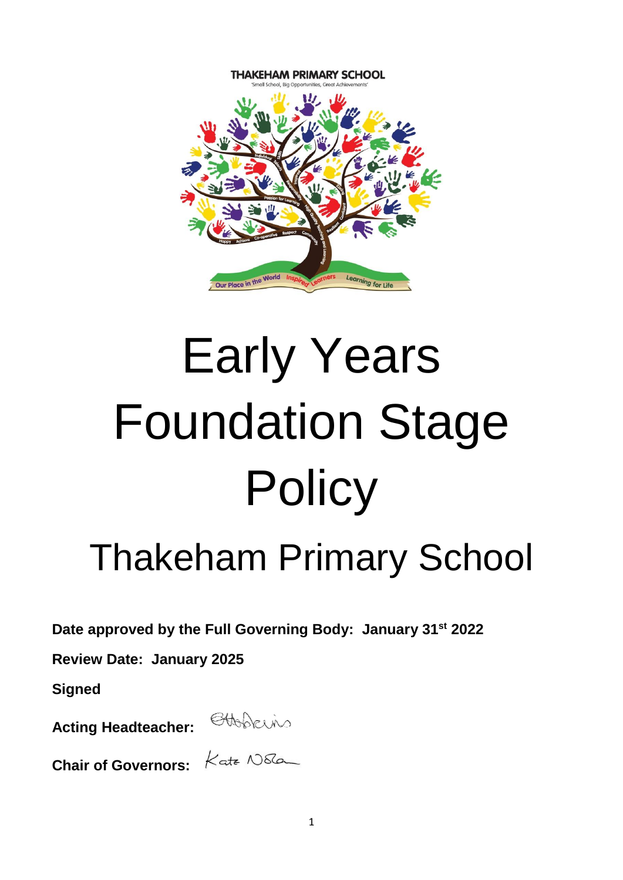THAKEHAM PRIMARY SCHOOL

'Small School, Big Opportunities, Great Achievements'

# Early Years Foundation Stage Policy

## Thakeham Primary School

**Date approved by the Full Governing Body: January 31st 2022**

**Review Date: January 2025**

**Signed**

**Acting Headteacher:**

**Chair of Governors:** Kate Noble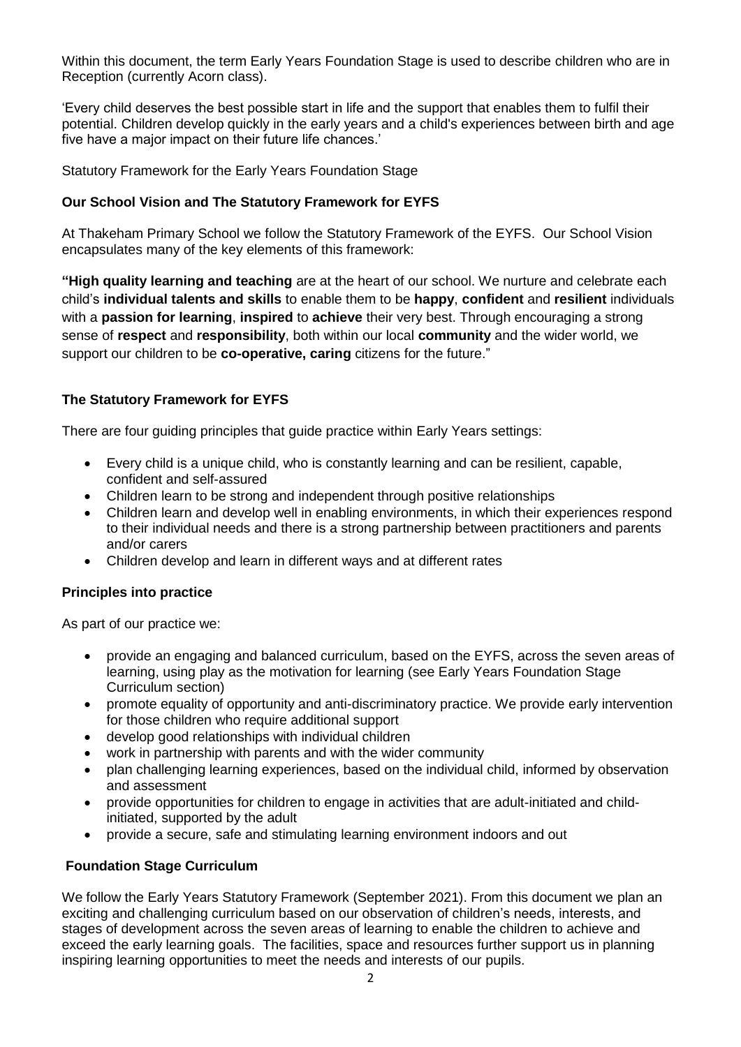Within this document, the term Early Years Foundation Stage is used to describe children who are in Reception (currently Acorn class).

'Every child deserves the best possible start in life and the support that enables them to fulfil their potential. Children develop quickly in the early years and a child's experiences between birth and age five have a major impact on their future life chances.'

Statutory Framework for the Early Years Foundation Stage

### Our School Vision and The Statutory Framework for EYFS

At Thakeham Primary School we follow the Statutory Framework of the EYFS. Our School Vision encapsulates many of the key elements of this framework:

**"High quality learning and teaching** are at the heart of our school. We nurture and celebrate each child's **individual talents and skills** to enable them to be **happy**, **confident** and **resilient** individuals with a **passion for learning**, **inspired** to **achieve** their very best. Through encouraging a strong sense of **respect** and **responsibility**, both within our local **community** and the wider world, we support our children to be **co-operative, caring** citizens for the future."

### The Statutory Framework for EYFS

There are four guiding principles that guide practice within Early Years settings:

- Every child is a unique child, who is constantly learning and can be resilient, capable, confident and self-assured
- Children learn to be strong and independent through positive relationships
- Children learn and develop well in enabling environments, in which their experiences respond to their individual needs and there is a strong partnership between practitioners and parents and/or carers
- Children develop and learn in different ways and at different rates

### Principles into practice

As part of our practice we:

- provide an engaging and balanced curriculum, based on the EYFS, across the seven areas of learning, using play as the motivation for learning (see Early Years Foundation Stage Curriculum section)
- promote equality of opportunity and anti-discriminatory practice. We provide early intervention for those children who require additional support
- develop good relationships with individual children
- work in partnership with parents and with the wider community
- plan challenging learning experiences, based on the individual child, informed by observation and assessment
- provide opportunities for children to engage in activities that are adult-initiated and child-initiated, supported by the adult
- provide a secure, safe and stimulating learning environment indoors and out

### Foundation Stage Curriculum

We follow the Early Years Statutory Framework (September 2021). From this document we plan an exciting and challenging curriculum based on our observation of children's needs, interests, and stages of development across the seven areas of learning to enable the children to achieve and exceed the early learning goals. The facilities, space and resources further support us in planning inspiring learning opportunities to meet the needs and interests of our pupils.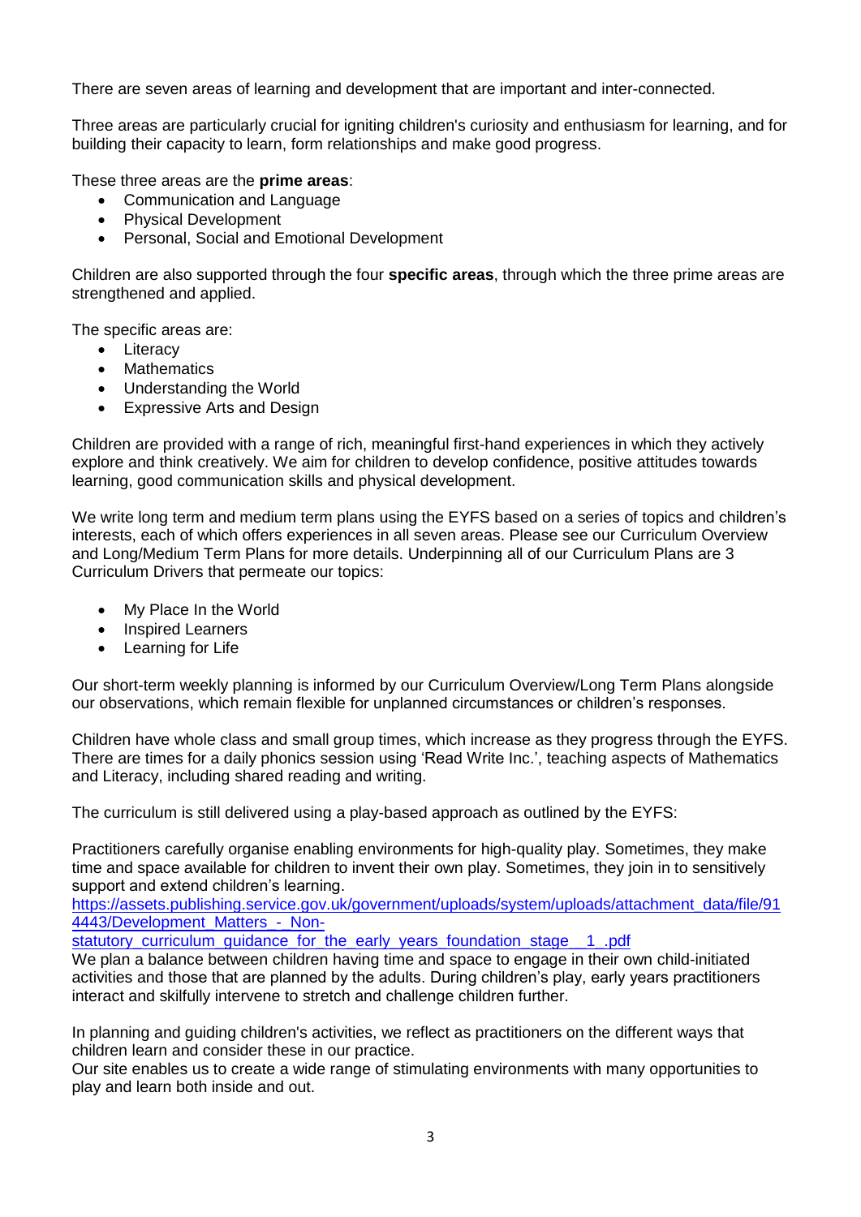There are seven areas of learning and development that are important and inter-connected.

Three areas are particularly crucial for igniting children's curiosity and enthusiasm for learning, and for building their capacity to learn, form relationships and make good progress.

These three areas are the **prime areas**:

- Communication and Language
- Physical Development
- Personal, Social and Emotional Development

Children are also supported through the four **specific areas**, through which the three prime areas are strengthened and applied.

The specific areas are:

- Literacy
- Mathematics
- Understanding the World
- Expressive Arts and Design

Children are provided with a range of rich, meaningful first-hand experiences in which they actively explore and think creatively. We aim for children to develop confidence, positive attitudes towards learning, good communication skills and physical development.

We write long term and medium term plans using the EYFS based on a series of topics and children's interests, each of which offers experiences in all seven areas. Please see our Curriculum Overview and Long/Medium Term Plans for more details. Underpinning all of our Curriculum Plans are 3 Curriculum Drivers that permeate our topics:

- My Place In the World
- Inspired Learners
- Learning for Life

Our short-term weekly planning is informed by our Curriculum Overview/Long Term Plans alongside our observations, which remain flexible for unplanned circumstances or children's responses.

Children have whole class and small group times, which increase as they progress through the EYFS. There are times for a daily phonics session using 'Read Write Inc.', teaching aspects of Mathematics and Literacy, including shared reading and writing.

The curriculum is still delivered using a play-based approach as outlined by the EYFS:

Practitioners carefully organise enabling environments for high-quality play. Sometimes, they make time and space available for children to invent their own play. Sometimes, they join in to sensitively support and extend children's learning.
https://assets.publishing.service.gov.uk/government/uploads/system/uploads/attachment_data/file/914443/Development_Matters_-_Non-statutory_curriculum_guidance_for_the_early_years_foundation_stage__1_.pdf
We plan a balance between children having time and space to engage in their own child-initiated activities and those that are planned by the adults. During children's play, early years practitioners interact and skilfully intervene to stretch and challenge children further.

In planning and guiding children's activities, we reflect as practitioners on the different ways that children learn and consider these in our practice.
Our site enables us to create a wide range of stimulating environments with many opportunities to play and learn both inside and out.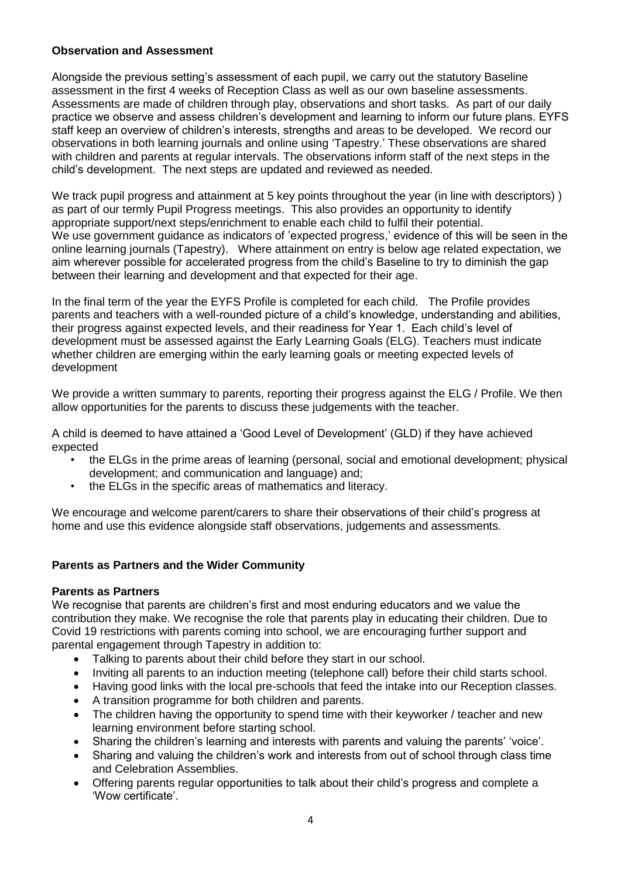**Observation and Assessment**

Alongside the previous setting's assessment of each pupil, we carry out the statutory Baseline assessment in the first 4 weeks of Reception Class as well as our own baseline assessments. Assessments are made of children through play, observations and short tasks. As part of our daily practice we observe and assess children's development and learning to inform our future plans. EYFS staff keep an overview of children's interests, strengths and areas to be developed. We record our observations in both learning journals and online using 'Tapestry.' These observations are shared with children and parents at regular intervals. The observations inform staff of the next steps in the child's development. The next steps are updated and reviewed as needed.

We track pupil progress and attainment at 5 key points throughout the year (in line with descriptors) ) as part of our termly Pupil Progress meetings. This also provides an opportunity to identify appropriate support/next steps/enrichment to enable each child to fulfil their potential.
We use government guidance as indicators of 'expected progress,' evidence of this will be seen in the online learning journals (Tapestry). Where attainment on entry is below age related expectation, we aim wherever possible for accelerated progress from the child's Baseline to try to diminish the gap between their learning and development and that expected for their age.

In the final term of the year the EYFS Profile is completed for each child. The Profile provides parents and teachers with a well-rounded picture of a child's knowledge, understanding and abilities, their progress against expected levels, and their readiness for Year 1. Each child's level of development must be assessed against the Early Learning Goals (ELG). Teachers must indicate whether children are emerging within the early learning goals or meeting expected levels of development

We provide a written summary to parents, reporting their progress against the ELG / Profile. We then allow opportunities for the parents to discuss these judgements with the teacher.

A child is deemed to have attained a 'Good Level of Development' (GLD) if they have achieved expected

- the ELGs in the prime areas of learning (personal, social and emotional development; physical development; and communication and language) and;
- the ELGs in the specific areas of mathematics and literacy.

We encourage and welcome parent/carers to share their observations of their child's progress at home and use this evidence alongside staff observations, judgements and assessments.

**Parents as Partners and the Wider Community**

**Parents as Partners**

We recognise that parents are children's first and most enduring educators and we value the contribution they make. We recognise the role that parents play in educating their children. Due to Covid 19 restrictions with parents coming into school, we are encouraging further support and parental engagement through Tapestry in addition to:

- Talking to parents about their child before they start in our school.
- Inviting all parents to an induction meeting (telephone call) before their child starts school.
- Having good links with the local pre-schools that feed the intake into our Reception classes.
- A transition programme for both children and parents.
- The children having the opportunity to spend time with their keyworker / teacher and new learning environment before starting school.
- Sharing the children's learning and interests with parents and valuing the parents' 'voice'.
- Sharing and valuing the children's work and interests from out of school through class time and Celebration Assemblies.
- Offering parents regular opportunities to talk about their child's progress and complete a 'Wow certificate'.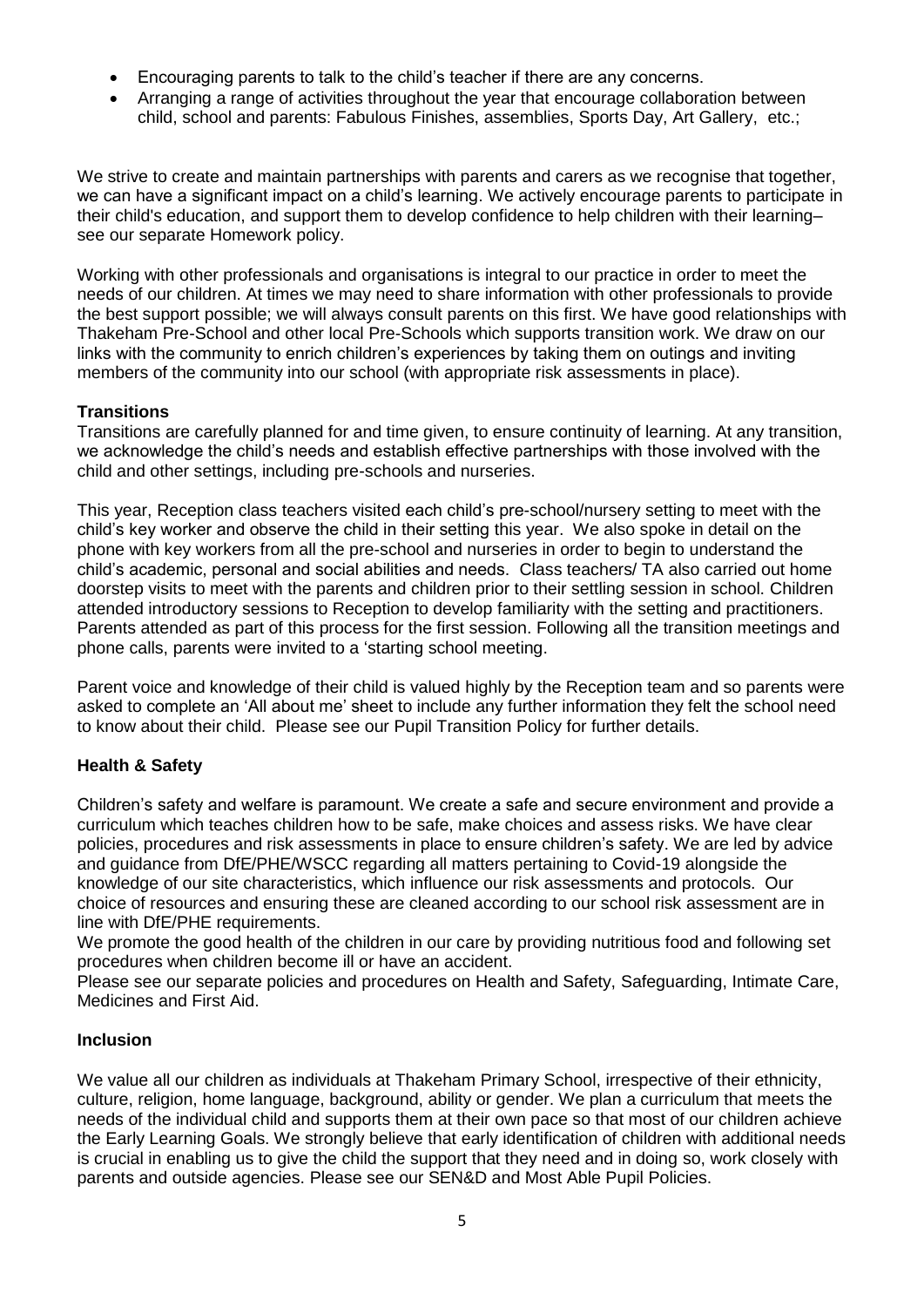- Encouraging parents to talk to the child's teacher if there are any concerns.
- Arranging a range of activities throughout the year that encourage collaboration between child, school and parents: Fabulous Finishes, assemblies, Sports Day, Art Gallery, etc.;

We strive to create and maintain partnerships with parents and carers as we recognise that together, we can have a significant impact on a child's learning. We actively encourage parents to participate in their child's education, and support them to develop confidence to help children with their learning– see our separate Homework policy.

Working with other professionals and organisations is integral to our practice in order to meet the needs of our children. At times we may need to share information with other professionals to provide the best support possible; we will always consult parents on this first. We have good relationships with Thakeham Pre-School and other local Pre-Schools which supports transition work. We draw on our links with the community to enrich children's experiences by taking them on outings and inviting members of the community into our school (with appropriate risk assessments in place).

**Transitions**

Transitions are carefully planned for and time given, to ensure continuity of learning. At any transition, we acknowledge the child's needs and establish effective partnerships with those involved with the child and other settings, including pre-schools and nurseries.

This year, Reception class teachers visited each child's pre-school/nursery setting to meet with the child's key worker and observe the child in their setting this year. We also spoke in detail on the phone with key workers from all the pre-school and nurseries in order to begin to understand the child's academic, personal and social abilities and needs. Class teachers/ TA also carried out home doorstep visits to meet with the parents and children prior to their settling session in school. Children attended introductory sessions to Reception to develop familiarity with the setting and practitioners. Parents attended as part of this process for the first session. Following all the transition meetings and phone calls, parents were invited to a 'starting school meeting.

Parent voice and knowledge of their child is valued highly by the Reception team and so parents were asked to complete an 'All about me' sheet to include any further information they felt the school need to know about their child. Please see our Pupil Transition Policy for further details.

**Health & Safety**

Children's safety and welfare is paramount. We create a safe and secure environment and provide a curriculum which teaches children how to be safe, make choices and assess risks. We have clear policies, procedures and risk assessments in place to ensure children's safety. We are led by advice and guidance from DfE/PHE/WSCC regarding all matters pertaining to Covid-19 alongside the knowledge of our site characteristics, which influence our risk assessments and protocols. Our choice of resources and ensuring these are cleaned according to our school risk assessment are in line with DfE/PHE requirements.

We promote the good health of the children in our care by providing nutritious food and following set procedures when children become ill or have an accident.

Please see our separate policies and procedures on Health and Safety, Safeguarding, Intimate Care, Medicines and First Aid.

**Inclusion**

We value all our children as individuals at Thakeham Primary School, irrespective of their ethnicity, culture, religion, home language, background, ability or gender. We plan a curriculum that meets the needs of the individual child and supports them at their own pace so that most of our children achieve the Early Learning Goals. We strongly believe that early identification of children with additional needs is crucial in enabling us to give the child the support that they need and in doing so, work closely with parents and outside agencies. Please see our SEN&D and Most Able Pupil Policies.